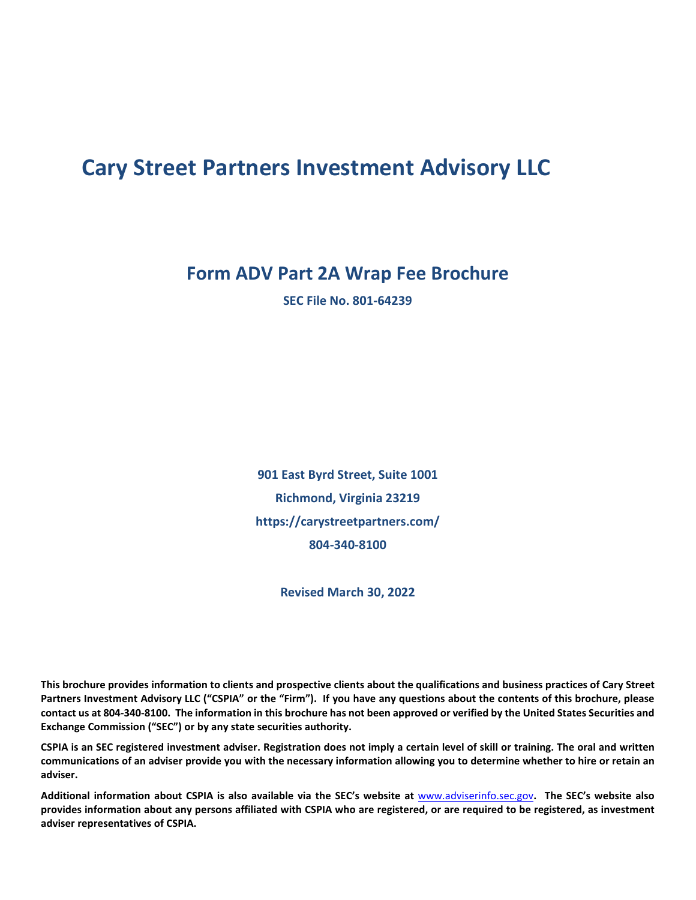# Cary Street Partners Investment Advisory LLC

## Form ADV Part 2A Wrap Fee Brochure

**SEC File No. 801-64239**

**901 East Byrd Street, Suite 1001**

**Richmond, Virginia 23219**

**https://carystreetpartners.com/**

**804-340-8100**

**Revised March 30, 2022**

**This brochure provides information to clients and prospective clients about the qualifications and business practices of Cary Street Partners Investment Advisory LLC ("CSPIA" or the "Firm"). If you have any questions about the contents of this brochure, please contact us at 804-340-8100. The information in this brochure has not been approved or verified by the United States Securities and Exchange Commission ("SEC") or by any state securities authority.**

**CSPIA is an SEC registered investment adviser. Registration does not imply a certain level of skill or training. The oral and written communications of an adviser provide you with the necessary information allowing you to determine whether to hire or retain an adviser.**

**Additional information about CSPIA is also available via the SEC's website at www.adviserinfo.sec.gov. The SEC's website also provides information about any persons affiliated with CSPIA who are registered, or are required to be registered, as investment adviser representatives of CSPIA.**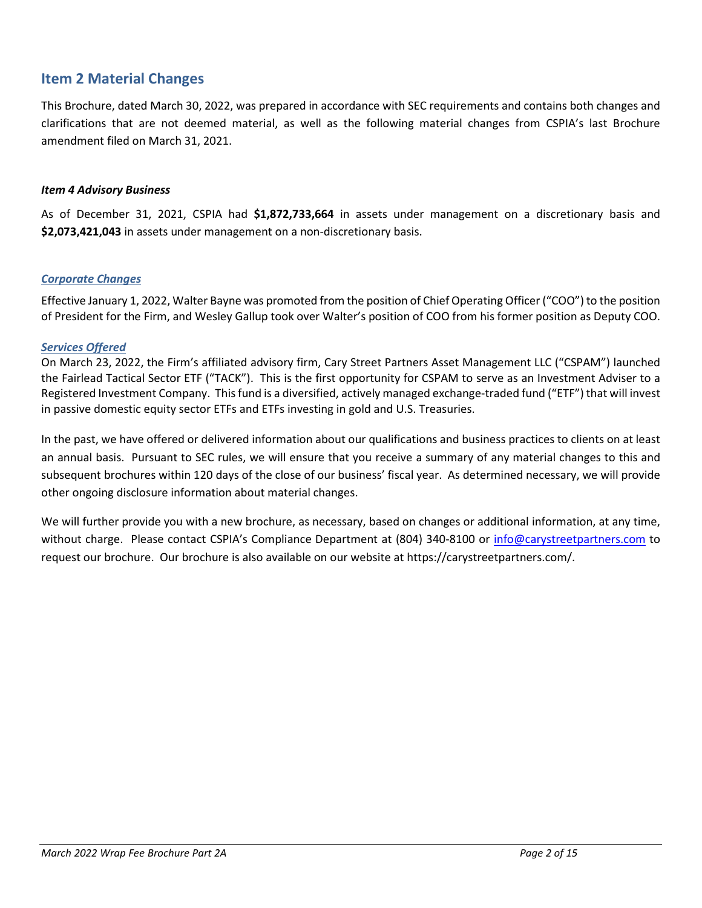## Item 2 Material Changes

This Brochure, dated March 30, 2022, was prepared in accordance with SEC requirements and contains both changes and clarifications that are not deemed material, as well as the following material changes from CSPIA's last Brochure amendment filed on March 31, 2021.

***Item 4 Advisory Business***

As of December 31, 2021, CSPIA had **$1,872,733,664** in assets under management on a discretionary basis and **$2,073,421,043** in assets under management on a non-discretionary basis.

***Corporate Changes***

Effective January 1, 2022, Walter Bayne was promoted from the position of Chief Operating Officer ("COO") to the position of President for the Firm, and Wesley Gallup took over Walter's position of COO from his former position as Deputy COO.

***Services Offered***

On March 23, 2022, the Firm's affiliated advisory firm, Cary Street Partners Asset Management LLC ("CSPAM") launched the Fairlead Tactical Sector ETF ("TACK"). This is the first opportunity for CSPAM to serve as an Investment Adviser to a Registered Investment Company. This fund is a diversified, actively managed exchange-traded fund ("ETF") that will invest in passive domestic equity sector ETFs and ETFs investing in gold and U.S. Treasuries.

In the past, we have offered or delivered information about our qualifications and business practices to clients on at least an annual basis. Pursuant to SEC rules, we will ensure that you receive a summary of any material changes to this and subsequent brochures within 120 days of the close of our business' fiscal year. As determined necessary, we will provide other ongoing disclosure information about material changes.

We will further provide you with a new brochure, as necessary, based on changes or additional information, at any time, without charge. Please contact CSPIA's Compliance Department at (804) 340-8100 or info@carystreetpartners.com to request our brochure. Our brochure is also available on our website at https://carystreetpartners.com/.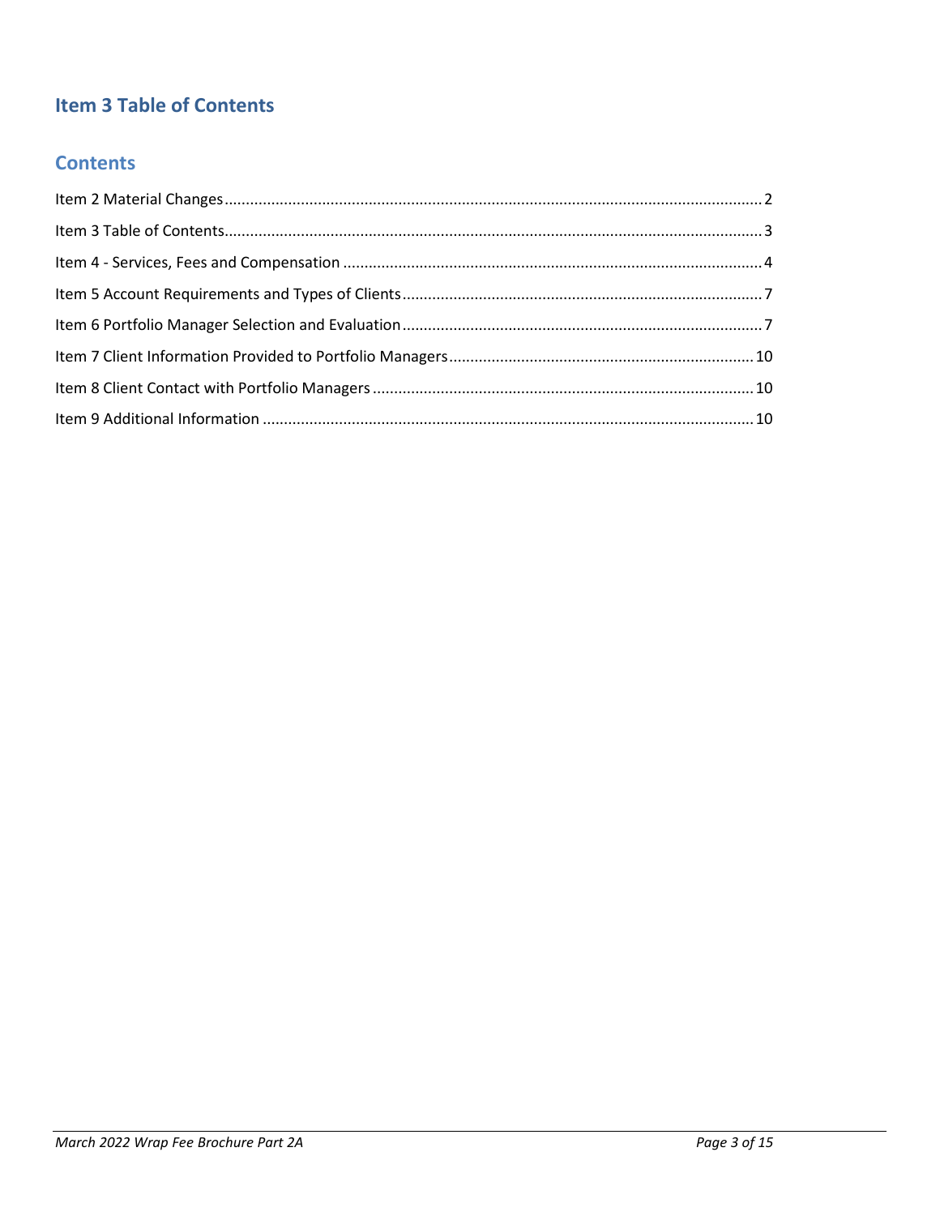## Item 3 Table of Contents

### Contents

Item 2 Material Changes....................................................................................................................2

Item 3 Table of Contents....................................................................................................................3

Item 4 - Services, Fees and Compensation ........................................................................................4

Item 5 Account Requirements and Types of Clients...........................................................................7

Item 6 Portfolio Manager Selection and Evaluation...........................................................................7

Item 7 Client Information Provided to Portfolio Managers...............................................................10

Item 8 Client Contact with Portfolio Managers.................................................................................10

Item 9 Additional Information ..........................................................................................................10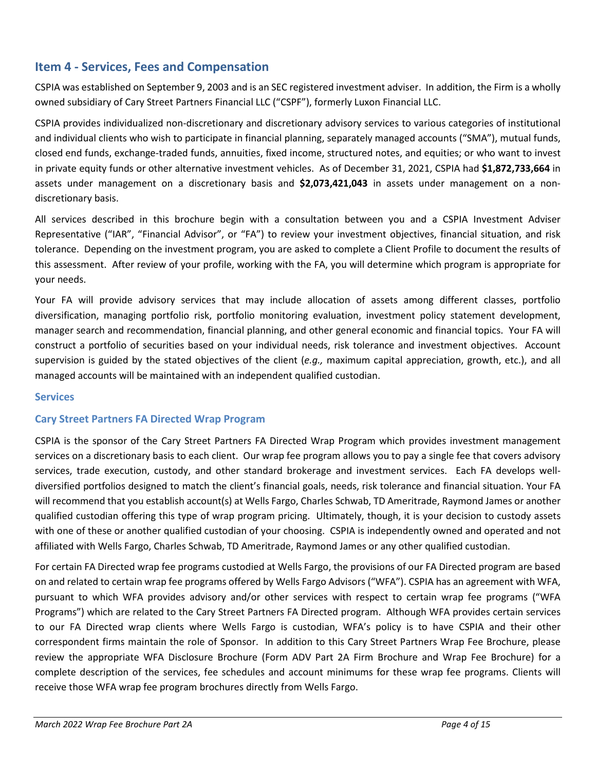## Item 4 - Services, Fees and Compensation

CSPIA was established on September 9, 2003 and is an SEC registered investment adviser. In addition, the Firm is a wholly owned subsidiary of Cary Street Partners Financial LLC ("CSPF"), formerly Luxon Financial LLC.

CSPIA provides individualized non-discretionary and discretionary advisory services to various categories of institutional and individual clients who wish to participate in financial planning, separately managed accounts ("SMA"), mutual funds, closed end funds, exchange-traded funds, annuities, fixed income, structured notes, and equities; or who want to invest in private equity funds or other alternative investment vehicles. As of December 31, 2021, CSPIA had **$1,872,733,664** in assets under management on a discretionary basis and **$2,073,421,043** in assets under management on a non-discretionary basis.

All services described in this brochure begin with a consultation between you and a CSPIA Investment Adviser Representative ("IAR", "Financial Advisor", or "FA") to review your investment objectives, financial situation, and risk tolerance. Depending on the investment program, you are asked to complete a Client Profile to document the results of this assessment. After review of your profile, working with the FA, you will determine which program is appropriate for your needs.

Your FA will provide advisory services that may include allocation of assets among different classes, portfolio diversification, managing portfolio risk, portfolio monitoring evaluation, investment policy statement development, manager search and recommendation, financial planning, and other general economic and financial topics. Your FA will construct a portfolio of securities based on your individual needs, risk tolerance and investment objectives. Account supervision is guided by the stated objectives of the client (*e.g.,* maximum capital appreciation, growth, etc.), and all managed accounts will be maintained with an independent qualified custodian.

### Services

### Cary Street Partners FA Directed Wrap Program

CSPIA is the sponsor of the Cary Street Partners FA Directed Wrap Program which provides investment management services on a discretionary basis to each client. Our wrap fee program allows you to pay a single fee that covers advisory services, trade execution, custody, and other standard brokerage and investment services. Each FA develops well-diversified portfolios designed to match the client's financial goals, needs, risk tolerance and financial situation. Your FA will recommend that you establish account(s) at Wells Fargo, Charles Schwab, TD Ameritrade, Raymond James or another qualified custodian offering this type of wrap program pricing. Ultimately, though, it is your decision to custody assets with one of these or another qualified custodian of your choosing. CSPIA is independently owned and operated and not affiliated with Wells Fargo, Charles Schwab, TD Ameritrade, Raymond James or any other qualified custodian.

For certain FA Directed wrap fee programs custodied at Wells Fargo, the provisions of our FA Directed program are based on and related to certain wrap fee programs offered by Wells Fargo Advisors ("WFA"). CSPIA has an agreement with WFA, pursuant to which WFA provides advisory and/or other services with respect to certain wrap fee programs ("WFA Programs") which are related to the Cary Street Partners FA Directed program. Although WFA provides certain services to our FA Directed wrap clients where Wells Fargo is custodian, WFA's policy is to have CSPIA and their other correspondent firms maintain the role of Sponsor. In addition to this Cary Street Partners Wrap Fee Brochure, please review the appropriate WFA Disclosure Brochure (Form ADV Part 2A Firm Brochure and Wrap Fee Brochure) for a complete description of the services, fee schedules and account minimums for these wrap fee programs. Clients will receive those WFA wrap fee program brochures directly from Wells Fargo.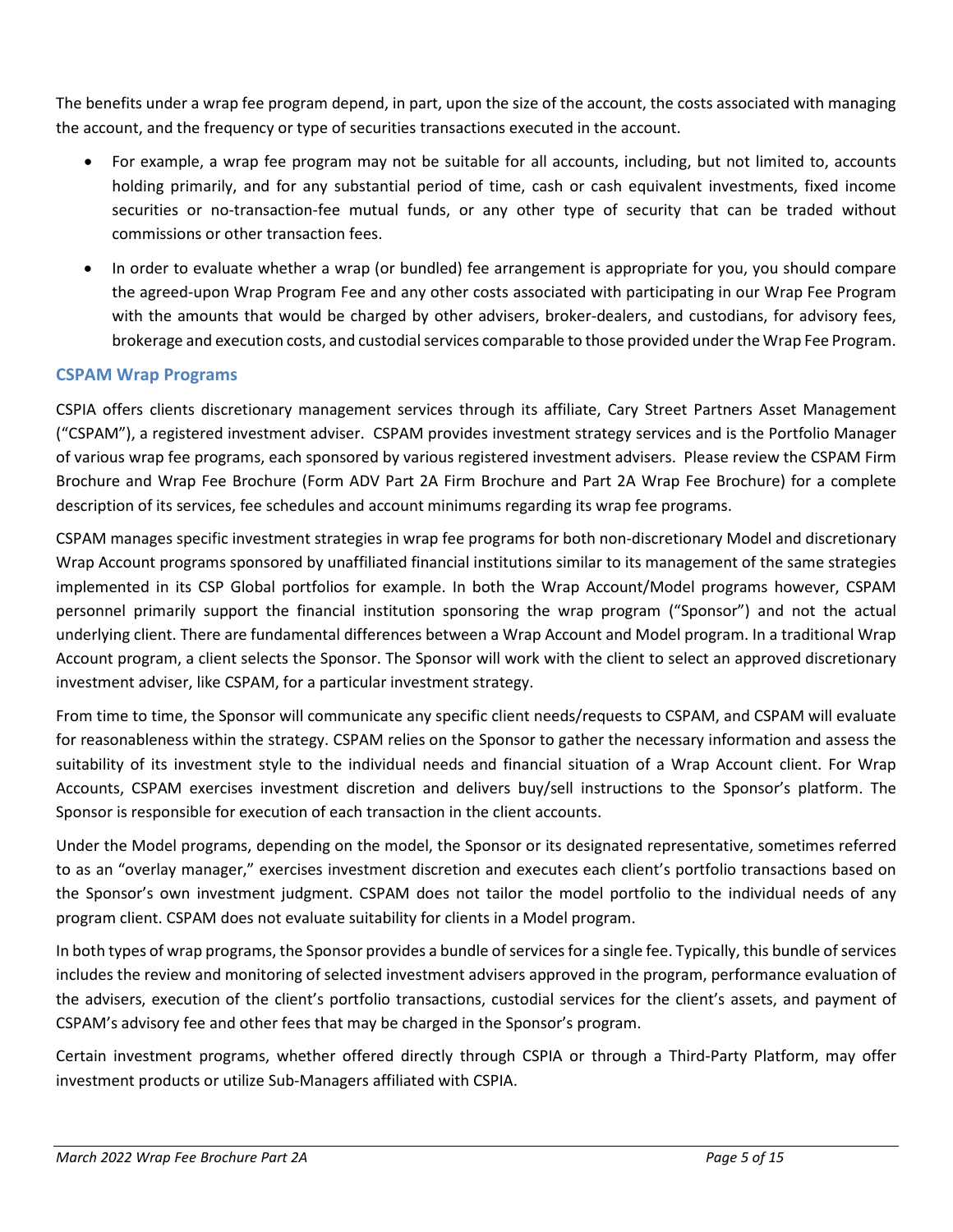The benefits under a wrap fee program depend, in part, upon the size of the account, the costs associated with managing the account, and the frequency or type of securities transactions executed in the account.

- For example, a wrap fee program may not be suitable for all accounts, including, but not limited to, accounts holding primarily, and for any substantial period of time, cash or cash equivalent investments, fixed income securities or no-transaction-fee mutual funds, or any other type of security that can be traded without commissions or other transaction fees.
- In order to evaluate whether a wrap (or bundled) fee arrangement is appropriate for you, you should compare the agreed-upon Wrap Program Fee and any other costs associated with participating in our Wrap Fee Program with the amounts that would be charged by other advisers, broker-dealers, and custodians, for advisory fees, brokerage and execution costs, and custodial services comparable to those provided under the Wrap Fee Program.

### CSPAM Wrap Programs

CSPIA offers clients discretionary management services through its affiliate, Cary Street Partners Asset Management ("CSPAM"), a registered investment adviser. CSPAM provides investment strategy services and is the Portfolio Manager of various wrap fee programs, each sponsored by various registered investment advisers. Please review the CSPAM Firm Brochure and Wrap Fee Brochure (Form ADV Part 2A Firm Brochure and Part 2A Wrap Fee Brochure) for a complete description of its services, fee schedules and account minimums regarding its wrap fee programs.

CSPAM manages specific investment strategies in wrap fee programs for both non-discretionary Model and discretionary Wrap Account programs sponsored by unaffiliated financial institutions similar to its management of the same strategies implemented in its CSP Global portfolios for example. In both the Wrap Account/Model programs however, CSPAM personnel primarily support the financial institution sponsoring the wrap program ("Sponsor") and not the actual underlying client. There are fundamental differences between a Wrap Account and Model program. In a traditional Wrap Account program, a client selects the Sponsor. The Sponsor will work with the client to select an approved discretionary investment adviser, like CSPAM, for a particular investment strategy.

From time to time, the Sponsor will communicate any specific client needs/requests to CSPAM, and CSPAM will evaluate for reasonableness within the strategy. CSPAM relies on the Sponsor to gather the necessary information and assess the suitability of its investment style to the individual needs and financial situation of a Wrap Account client. For Wrap Accounts, CSPAM exercises investment discretion and delivers buy/sell instructions to the Sponsor's platform. The Sponsor is responsible for execution of each transaction in the client accounts.

Under the Model programs, depending on the model, the Sponsor or its designated representative, sometimes referred to as an "overlay manager," exercises investment discretion and executes each client's portfolio transactions based on the Sponsor's own investment judgment. CSPAM does not tailor the model portfolio to the individual needs of any program client. CSPAM does not evaluate suitability for clients in a Model program.

In both types of wrap programs, the Sponsor provides a bundle of services for a single fee. Typically, this bundle of services includes the review and monitoring of selected investment advisers approved in the program, performance evaluation of the advisers, execution of the client's portfolio transactions, custodial services for the client's assets, and payment of CSPAM's advisory fee and other fees that may be charged in the Sponsor's program.

Certain investment programs, whether offered directly through CSPIA or through a Third-Party Platform, may offer investment products or utilize Sub-Managers affiliated with CSPIA.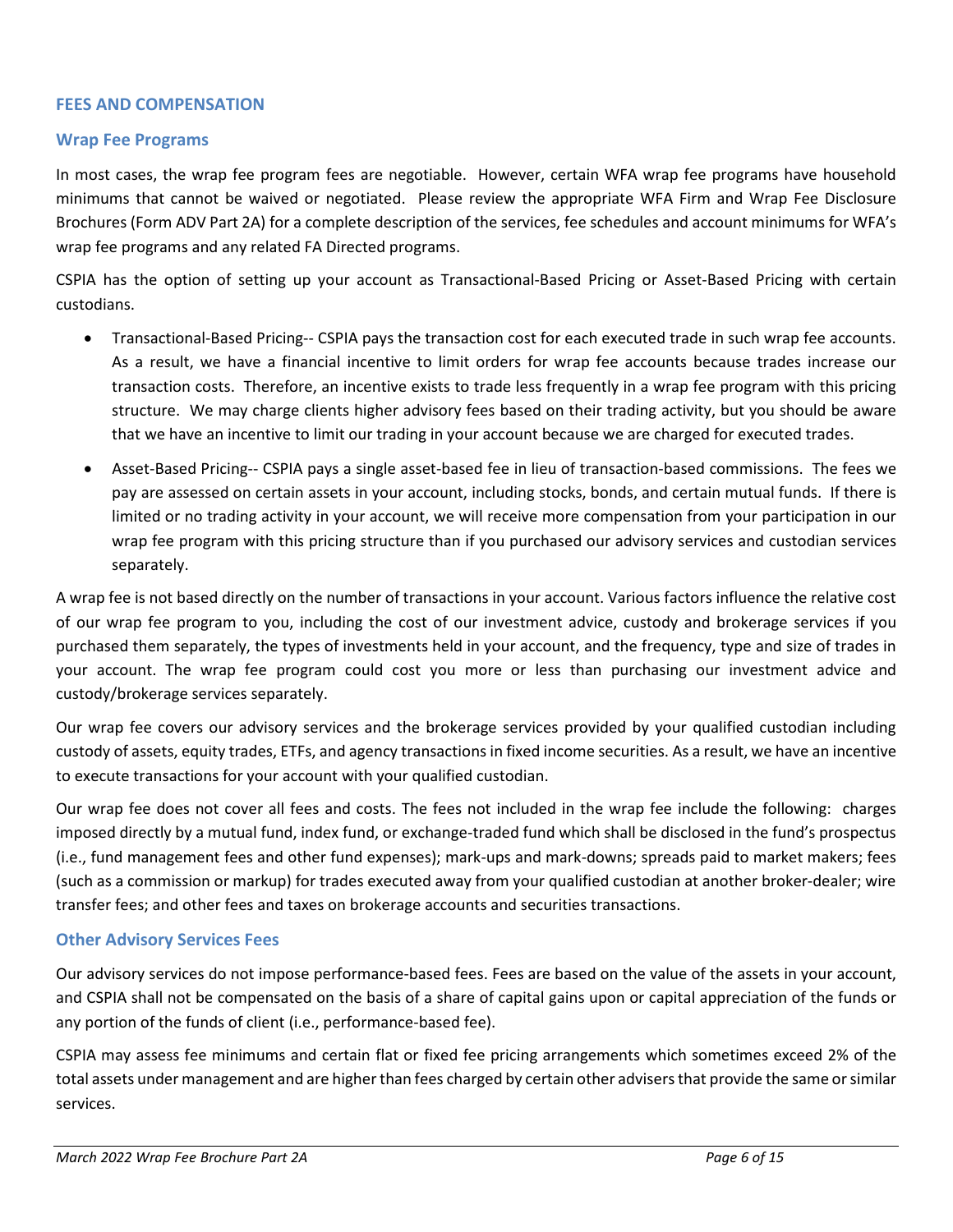## FEES AND COMPENSATION

### Wrap Fee Programs

In most cases, the wrap fee program fees are negotiable. However, certain WFA wrap fee programs have household minimums that cannot be waived or negotiated. Please review the appropriate WFA Firm and Wrap Fee Disclosure Brochures (Form ADV Part 2A) for a complete description of the services, fee schedules and account minimums for WFA's wrap fee programs and any related FA Directed programs.

CSPIA has the option of setting up your account as Transactional-Based Pricing or Asset-Based Pricing with certain custodians.

- Transactional-Based Pricing-- CSPIA pays the transaction cost for each executed trade in such wrap fee accounts. As a result, we have a financial incentive to limit orders for wrap fee accounts because trades increase our transaction costs. Therefore, an incentive exists to trade less frequently in a wrap fee program with this pricing structure. We may charge clients higher advisory fees based on their trading activity, but you should be aware that we have an incentive to limit our trading in your account because we are charged for executed trades.
- Asset-Based Pricing-- CSPIA pays a single asset-based fee in lieu of transaction-based commissions. The fees we pay are assessed on certain assets in your account, including stocks, bonds, and certain mutual funds. If there is limited or no trading activity in your account, we will receive more compensation from your participation in our wrap fee program with this pricing structure than if you purchased our advisory services and custodian services separately.

A wrap fee is not based directly on the number of transactions in your account. Various factors influence the relative cost of our wrap fee program to you, including the cost of our investment advice, custody and brokerage services if you purchased them separately, the types of investments held in your account, and the frequency, type and size of trades in your account. The wrap fee program could cost you more or less than purchasing our investment advice and custody/brokerage services separately.

Our wrap fee covers our advisory services and the brokerage services provided by your qualified custodian including custody of assets, equity trades, ETFs, and agency transactions in fixed income securities. As a result, we have an incentive to execute transactions for your account with your qualified custodian.

Our wrap fee does not cover all fees and costs. The fees not included in the wrap fee include the following: charges imposed directly by a mutual fund, index fund, or exchange-traded fund which shall be disclosed in the fund's prospectus (i.e., fund management fees and other fund expenses); mark-ups and mark-downs; spreads paid to market makers; fees (such as a commission or markup) for trades executed away from your qualified custodian at another broker-dealer; wire transfer fees; and other fees and taxes on brokerage accounts and securities transactions.

### Other Advisory Services Fees

Our advisory services do not impose performance-based fees. Fees are based on the value of the assets in your account, and CSPIA shall not be compensated on the basis of a share of capital gains upon or capital appreciation of the funds or any portion of the funds of client (i.e., performance-based fee).

CSPIA may assess fee minimums and certain flat or fixed fee pricing arrangements which sometimes exceed 2% of the total assets under management and are higher than fees charged by certain other advisers that provide the same or similar services.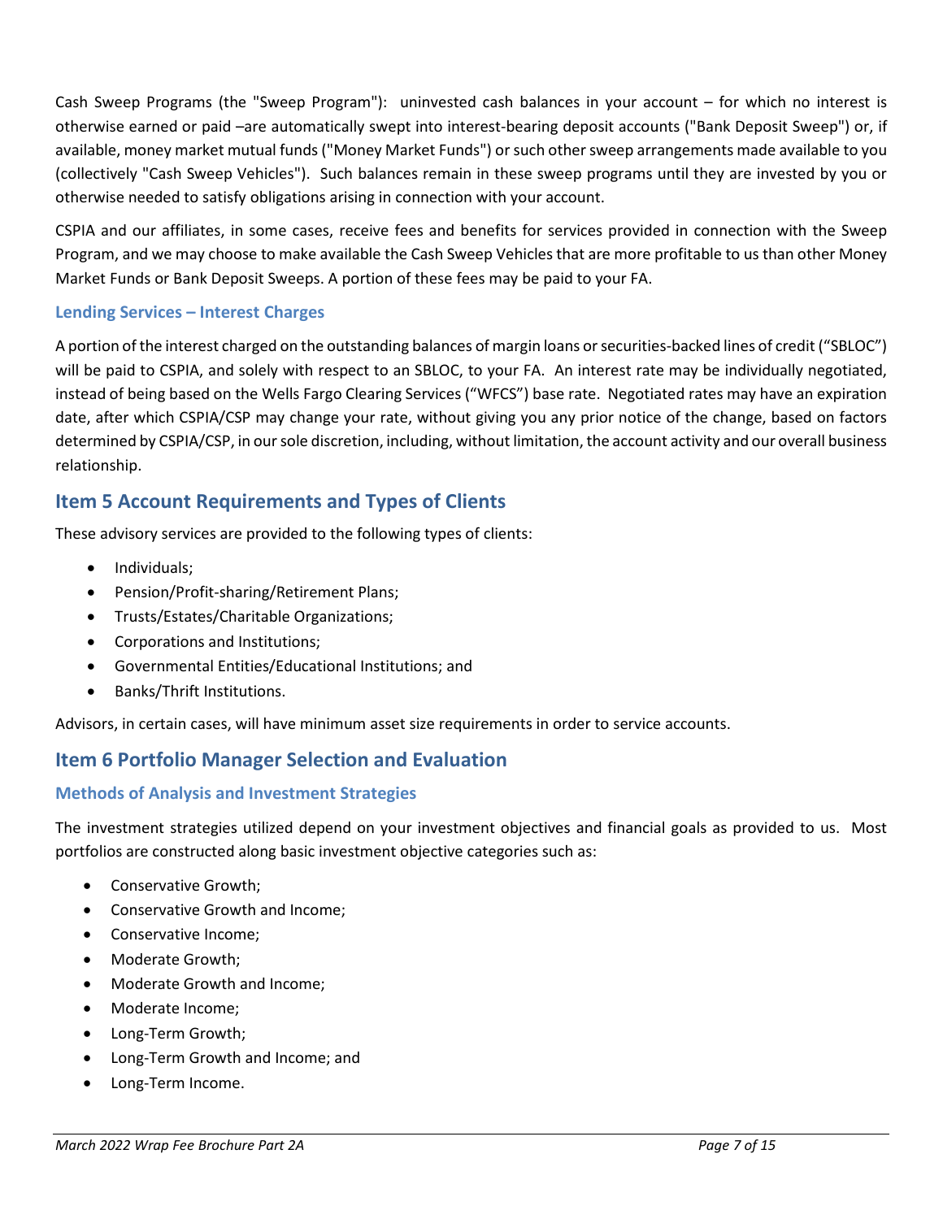Cash Sweep Programs (the "Sweep Program"): uninvested cash balances in your account – for which no interest is otherwise earned or paid –are automatically swept into interest-bearing deposit accounts ("Bank Deposit Sweep") or, if available, money market mutual funds ("Money Market Funds") or such other sweep arrangements made available to you (collectively "Cash Sweep Vehicles"). Such balances remain in these sweep programs until they are invested by you or otherwise needed to satisfy obligations arising in connection with your account.

CSPIA and our affiliates, in some cases, receive fees and benefits for services provided in connection with the Sweep Program, and we may choose to make available the Cash Sweep Vehicles that are more profitable to us than other Money Market Funds or Bank Deposit Sweeps. A portion of these fees may be paid to your FA.

### Lending Services – Interest Charges

A portion of the interest charged on the outstanding balances of margin loans or securities-backed lines of credit ("SBLOC") will be paid to CSPIA, and solely with respect to an SBLOC, to your FA. An interest rate may be individually negotiated, instead of being based on the Wells Fargo Clearing Services ("WFCS") base rate. Negotiated rates may have an expiration date, after which CSPIA/CSP may change your rate, without giving you any prior notice of the change, based on factors determined by CSPIA/CSP, in our sole discretion, including, without limitation, the account activity and our overall business relationship.

## Item 5 Account Requirements and Types of Clients

These advisory services are provided to the following types of clients:

- Individuals;
- Pension/Profit-sharing/Retirement Plans;
- Trusts/Estates/Charitable Organizations;
- Corporations and Institutions;
- Governmental Entities/Educational Institutions; and
- Banks/Thrift Institutions.

Advisors, in certain cases, will have minimum asset size requirements in order to service accounts.

## Item 6 Portfolio Manager Selection and Evaluation

### Methods of Analysis and Investment Strategies

The investment strategies utilized depend on your investment objectives and financial goals as provided to us. Most portfolios are constructed along basic investment objective categories such as:

- Conservative Growth;
- Conservative Growth and Income;
- Conservative Income;
- Moderate Growth;
- Moderate Growth and Income;
- Moderate Income;
- Long-Term Growth;
- Long-Term Growth and Income; and
- Long-Term Income.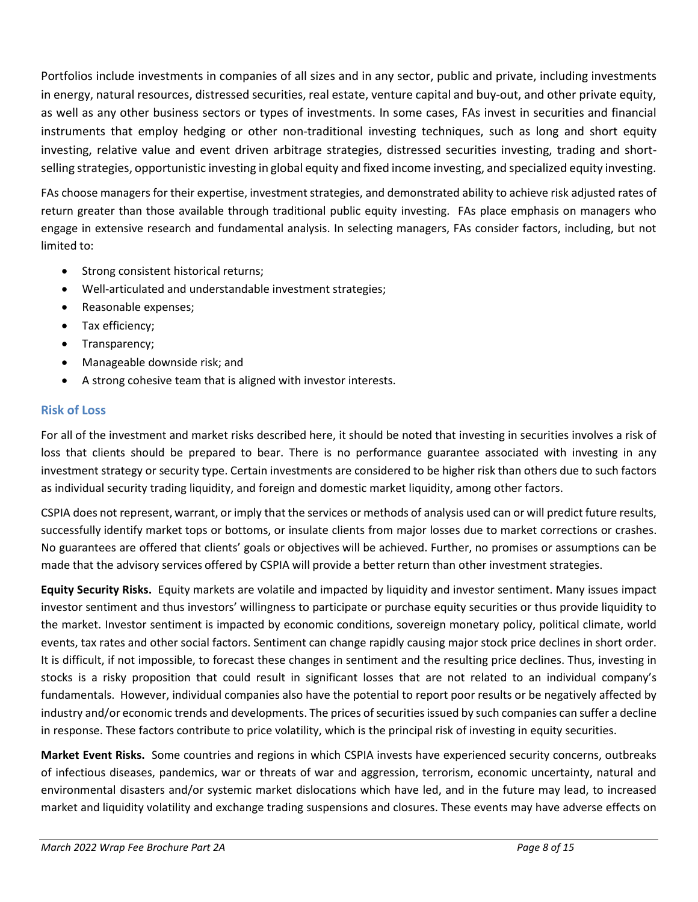Portfolios include investments in companies of all sizes and in any sector, public and private, including investments in energy, natural resources, distressed securities, real estate, venture capital and buy-out, and other private equity, as well as any other business sectors or types of investments. In some cases, FAs invest in securities and financial instruments that employ hedging or other non-traditional investing techniques, such as long and short equity investing, relative value and event driven arbitrage strategies, distressed securities investing, trading and short-selling strategies, opportunistic investing in global equity and fixed income investing, and specialized equity investing.

FAs choose managers for their expertise, investment strategies, and demonstrated ability to achieve risk adjusted rates of return greater than those available through traditional public equity investing. FAs place emphasis on managers who engage in extensive research and fundamental analysis. In selecting managers, FAs consider factors, including, but not limited to:

- Strong consistent historical returns;
- Well-articulated and understandable investment strategies;
- Reasonable expenses;
- Tax efficiency;
- Transparency;
- Manageable downside risk; and
- A strong cohesive team that is aligned with investor interests.

### Risk of Loss

For all of the investment and market risks described here, it should be noted that investing in securities involves a risk of loss that clients should be prepared to bear. There is no performance guarantee associated with investing in any investment strategy or security type. Certain investments are considered to be higher risk than others due to such factors as individual security trading liquidity, and foreign and domestic market liquidity, among other factors.

CSPIA does not represent, warrant, or imply that the services or methods of analysis used can or will predict future results, successfully identify market tops or bottoms, or insulate clients from major losses due to market corrections or crashes. No guarantees are offered that clients' goals or objectives will be achieved. Further, no promises or assumptions can be made that the advisory services offered by CSPIA will provide a better return than other investment strategies.

**Equity Security Risks.** Equity markets are volatile and impacted by liquidity and investor sentiment. Many issues impact investor sentiment and thus investors' willingness to participate or purchase equity securities or thus provide liquidity to the market. Investor sentiment is impacted by economic conditions, sovereign monetary policy, political climate, world events, tax rates and other social factors. Sentiment can change rapidly causing major stock price declines in short order. It is difficult, if not impossible, to forecast these changes in sentiment and the resulting price declines. Thus, investing in stocks is a risky proposition that could result in significant losses that are not related to an individual company's fundamentals. However, individual companies also have the potential to report poor results or be negatively affected by industry and/or economic trends and developments. The prices of securities issued by such companies can suffer a decline in response. These factors contribute to price volatility, which is the principal risk of investing in equity securities.

**Market Event Risks.** Some countries and regions in which CSPIA invests have experienced security concerns, outbreaks of infectious diseases, pandemics, war or threats of war and aggression, terrorism, economic uncertainty, natural and environmental disasters and/or systemic market dislocations which have led, and in the future may lead, to increased market and liquidity volatility and exchange trading suspensions and closures. These events may have adverse effects on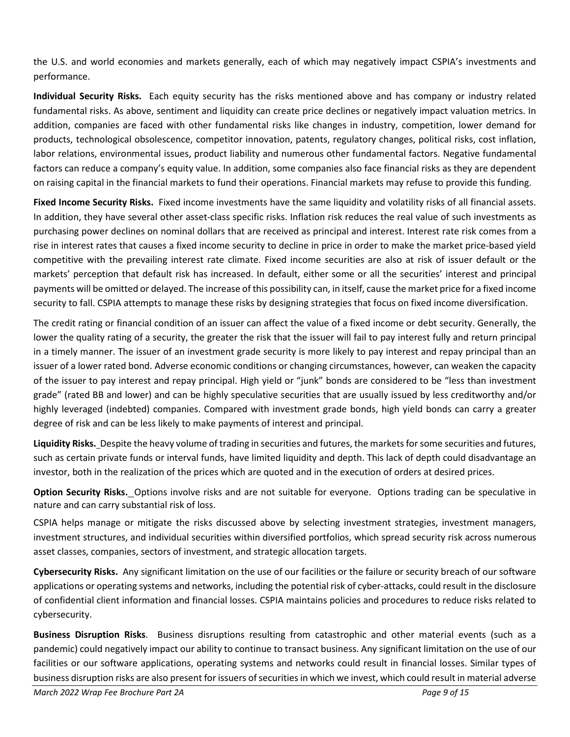the U.S. and world economies and markets generally, each of which may negatively impact CSPIA's investments and performance.

**Individual Security Risks.** Each equity security has the risks mentioned above and has company or industry related fundamental risks. As above, sentiment and liquidity can create price declines or negatively impact valuation metrics. In addition, companies are faced with other fundamental risks like changes in industry, competition, lower demand for products, technological obsolescence, competitor innovation, patents, regulatory changes, political risks, cost inflation, labor relations, environmental issues, product liability and numerous other fundamental factors. Negative fundamental factors can reduce a company's equity value. In addition, some companies also face financial risks as they are dependent on raising capital in the financial markets to fund their operations. Financial markets may refuse to provide this funding.

**Fixed Income Security Risks.** Fixed income investments have the same liquidity and volatility risks of all financial assets. In addition, they have several other asset-class specific risks. Inflation risk reduces the real value of such investments as purchasing power declines on nominal dollars that are received as principal and interest. Interest rate risk comes from a rise in interest rates that causes a fixed income security to decline in price in order to make the market price-based yield competitive with the prevailing interest rate climate. Fixed income securities are also at risk of issuer default or the markets' perception that default risk has increased. In default, either some or all the securities' interest and principal payments will be omitted or delayed. The increase of this possibility can, in itself, cause the market price for a fixed income security to fall. CSPIA attempts to manage these risks by designing strategies that focus on fixed income diversification.

The credit rating or financial condition of an issuer can affect the value of a fixed income or debt security. Generally, the lower the quality rating of a security, the greater the risk that the issuer will fail to pay interest fully and return principal in a timely manner. The issuer of an investment grade security is more likely to pay interest and repay principal than an issuer of a lower rated bond. Adverse economic conditions or changing circumstances, however, can weaken the capacity of the issuer to pay interest and repay principal. High yield or "junk" bonds are considered to be "less than investment grade" (rated BB and lower) and can be highly speculative securities that are usually issued by less creditworthy and/or highly leveraged (indebted) companies. Compared with investment grade bonds, high yield bonds can carry a greater degree of risk and can be less likely to make payments of interest and principal.

**Liquidity Risks.** Despite the heavy volume of trading in securities and futures, the markets for some securities and futures, such as certain private funds or interval funds, have limited liquidity and depth. This lack of depth could disadvantage an investor, both in the realization of the prices which are quoted and in the execution of orders at desired prices.

**Option Security Risks.** Options involve risks and are not suitable for everyone. Options trading can be speculative in nature and can carry substantial risk of loss.

CSPIA helps manage or mitigate the risks discussed above by selecting investment strategies, investment managers, investment structures, and individual securities within diversified portfolios, which spread security risk across numerous asset classes, companies, sectors of investment, and strategic allocation targets.

**Cybersecurity Risks.** Any significant limitation on the use of our facilities or the failure or security breach of our software applications or operating systems and networks, including the potential risk of cyber-attacks, could result in the disclosure of confidential client information and financial losses. CSPIA maintains policies and procedures to reduce risks related to cybersecurity.

**Business Disruption Risks**. Business disruptions resulting from catastrophic and other material events (such as a pandemic) could negatively impact our ability to continue to transact business. Any significant limitation on the use of our facilities or our software applications, operating systems and networks could result in financial losses. Similar types of business disruption risks are also present for issuers of securities in which we invest, which could result in material adverse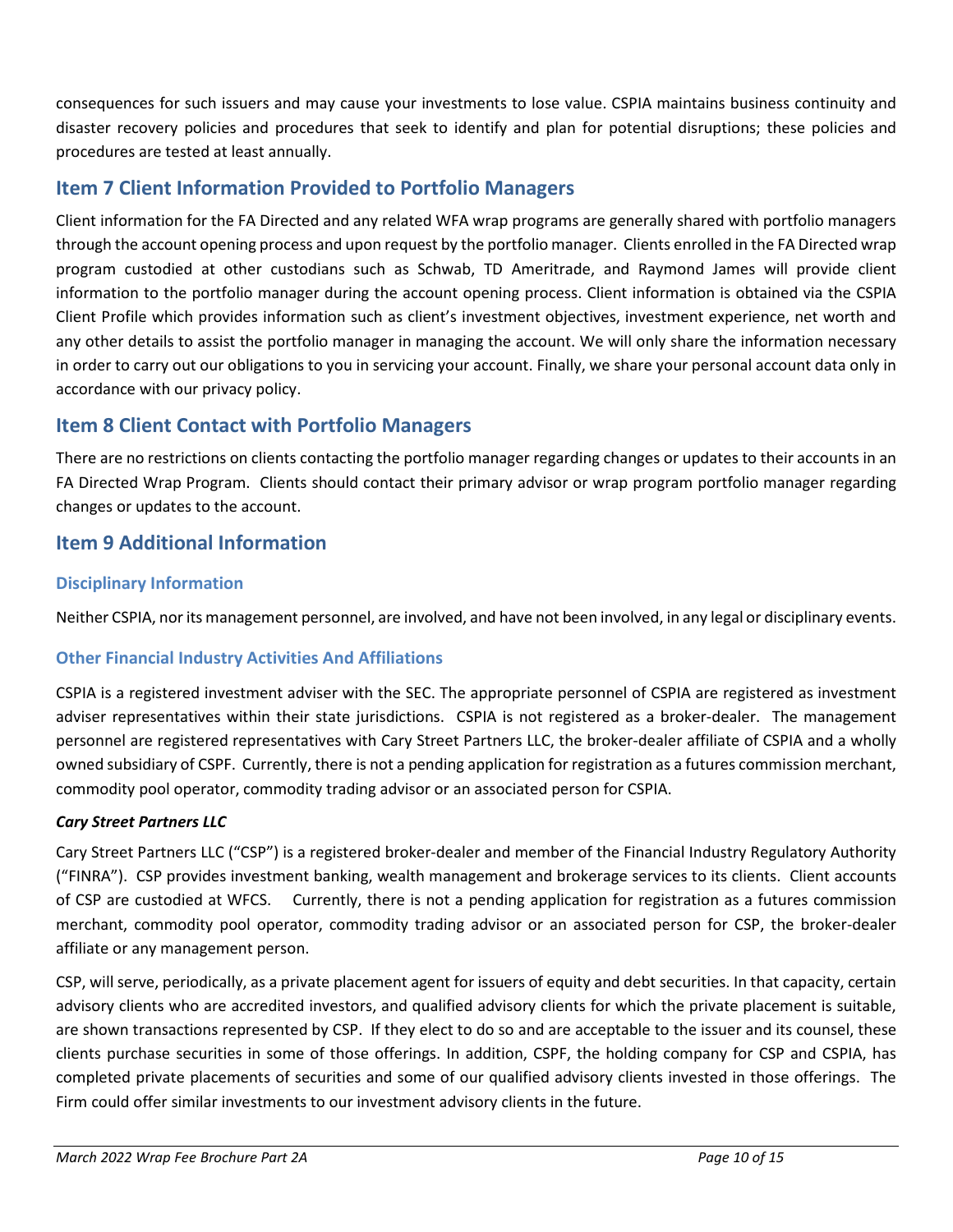consequences for such issuers and may cause your investments to lose value. CSPIA maintains business continuity and disaster recovery policies and procedures that seek to identify and plan for potential disruptions; these policies and procedures are tested at least annually.

## Item 7 Client Information Provided to Portfolio Managers

Client information for the FA Directed and any related WFA wrap programs are generally shared with portfolio managers through the account opening process and upon request by the portfolio manager. Clients enrolled in the FA Directed wrap program custodied at other custodians such as Schwab, TD Ameritrade, and Raymond James will provide client information to the portfolio manager during the account opening process. Client information is obtained via the CSPIA Client Profile which provides information such as client's investment objectives, investment experience, net worth and any other details to assist the portfolio manager in managing the account. We will only share the information necessary in order to carry out our obligations to you in servicing your account. Finally, we share your personal account data only in accordance with our privacy policy.

## Item 8 Client Contact with Portfolio Managers

There are no restrictions on clients contacting the portfolio manager regarding changes or updates to their accounts in an FA Directed Wrap Program. Clients should contact their primary advisor or wrap program portfolio manager regarding changes or updates to the account.

## Item 9 Additional Information

### Disciplinary Information

Neither CSPIA, nor its management personnel, are involved, and have not been involved, in any legal or disciplinary events.

### Other Financial Industry Activities And Affiliations

CSPIA is a registered investment adviser with the SEC. The appropriate personnel of CSPIA are registered as investment adviser representatives within their state jurisdictions. CSPIA is not registered as a broker-dealer. The management personnel are registered representatives with Cary Street Partners LLC, the broker-dealer affiliate of CSPIA and a wholly owned subsidiary of CSPF. Currently, there is not a pending application for registration as a futures commission merchant, commodity pool operator, commodity trading advisor or an associated person for CSPIA.

***Cary Street Partners LLC***

Cary Street Partners LLC ("CSP") is a registered broker-dealer and member of the Financial Industry Regulatory Authority ("FINRA"). CSP provides investment banking, wealth management and brokerage services to its clients. Client accounts of CSP are custodied at WFCS. Currently, there is not a pending application for registration as a futures commission merchant, commodity pool operator, commodity trading advisor or an associated person for CSP, the broker-dealer affiliate or any management person.

CSP, will serve, periodically, as a private placement agent for issuers of equity and debt securities. In that capacity, certain advisory clients who are accredited investors, and qualified advisory clients for which the private placement is suitable, are shown transactions represented by CSP. If they elect to do so and are acceptable to the issuer and its counsel, these clients purchase securities in some of those offerings. In addition, CSPF, the holding company for CSP and CSPIA, has completed private placements of securities and some of our qualified advisory clients invested in those offerings. The Firm could offer similar investments to our investment advisory clients in the future.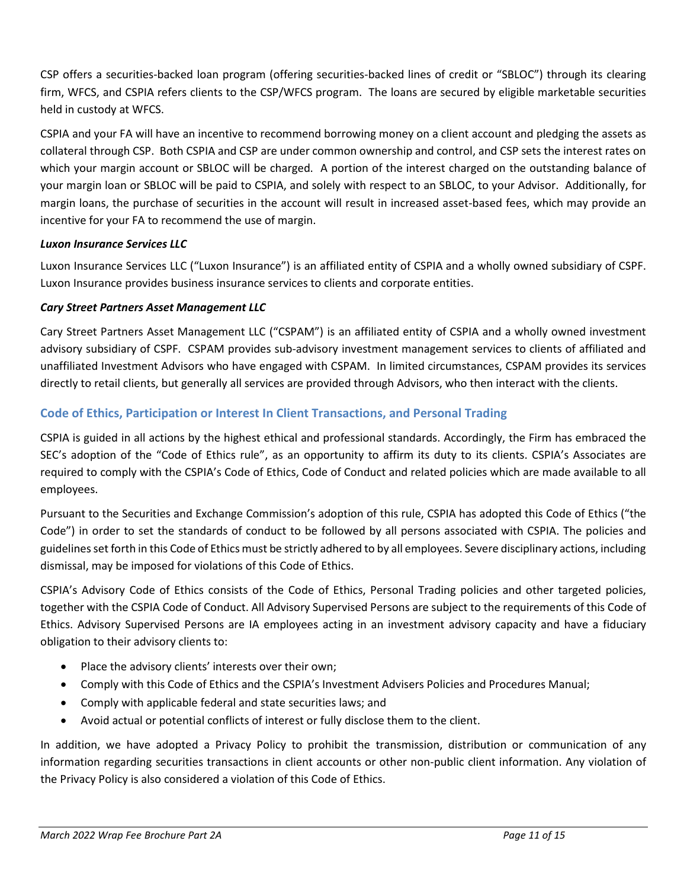CSP offers a securities-backed loan program (offering securities-backed lines of credit or "SBLOC") through its clearing firm, WFCS, and CSPIA refers clients to the CSP/WFCS program. The loans are secured by eligible marketable securities held in custody at WFCS.

CSPIA and your FA will have an incentive to recommend borrowing money on a client account and pledging the assets as collateral through CSP. Both CSPIA and CSP are under common ownership and control, and CSP sets the interest rates on which your margin account or SBLOC will be charged. A portion of the interest charged on the outstanding balance of your margin loan or SBLOC will be paid to CSPIA, and solely with respect to an SBLOC, to your Advisor. Additionally, for margin loans, the purchase of securities in the account will result in increased asset-based fees, which may provide an incentive for your FA to recommend the use of margin.

***Luxon Insurance Services LLC***

Luxon Insurance Services LLC ("Luxon Insurance") is an affiliated entity of CSPIA and a wholly owned subsidiary of CSPF. Luxon Insurance provides business insurance services to clients and corporate entities.

***Cary Street Partners Asset Management LLC***

Cary Street Partners Asset Management LLC ("CSPAM") is an affiliated entity of CSPIA and a wholly owned investment advisory subsidiary of CSPF. CSPAM provides sub-advisory investment management services to clients of affiliated and unaffiliated Investment Advisors who have engaged with CSPAM. In limited circumstances, CSPAM provides its services directly to retail clients, but generally all services are provided through Advisors, who then interact with the clients.

## Code of Ethics, Participation or Interest In Client Transactions, and Personal Trading

CSPIA is guided in all actions by the highest ethical and professional standards. Accordingly, the Firm has embraced the SEC's adoption of the "Code of Ethics rule", as an opportunity to affirm its duty to its clients. CSPIA's Associates are required to comply with the CSPIA's Code of Ethics, Code of Conduct and related policies which are made available to all employees.

Pursuant to the Securities and Exchange Commission's adoption of this rule, CSPIA has adopted this Code of Ethics ("the Code") in order to set the standards of conduct to be followed by all persons associated with CSPIA. The policies and guidelines set forth in this Code of Ethics must be strictly adhered to by all employees. Severe disciplinary actions, including dismissal, may be imposed for violations of this Code of Ethics.

CSPIA's Advisory Code of Ethics consists of the Code of Ethics, Personal Trading policies and other targeted policies, together with the CSPIA Code of Conduct. All Advisory Supervised Persons are subject to the requirements of this Code of Ethics. Advisory Supervised Persons are IA employees acting in an investment advisory capacity and have a fiduciary obligation to their advisory clients to:

- Place the advisory clients' interests over their own;
- Comply with this Code of Ethics and the CSPIA's Investment Advisers Policies and Procedures Manual;
- Comply with applicable federal and state securities laws; and
- Avoid actual or potential conflicts of interest or fully disclose them to the client.

In addition, we have adopted a Privacy Policy to prohibit the transmission, distribution or communication of any information regarding securities transactions in client accounts or other non-public client information. Any violation of the Privacy Policy is also considered a violation of this Code of Ethics.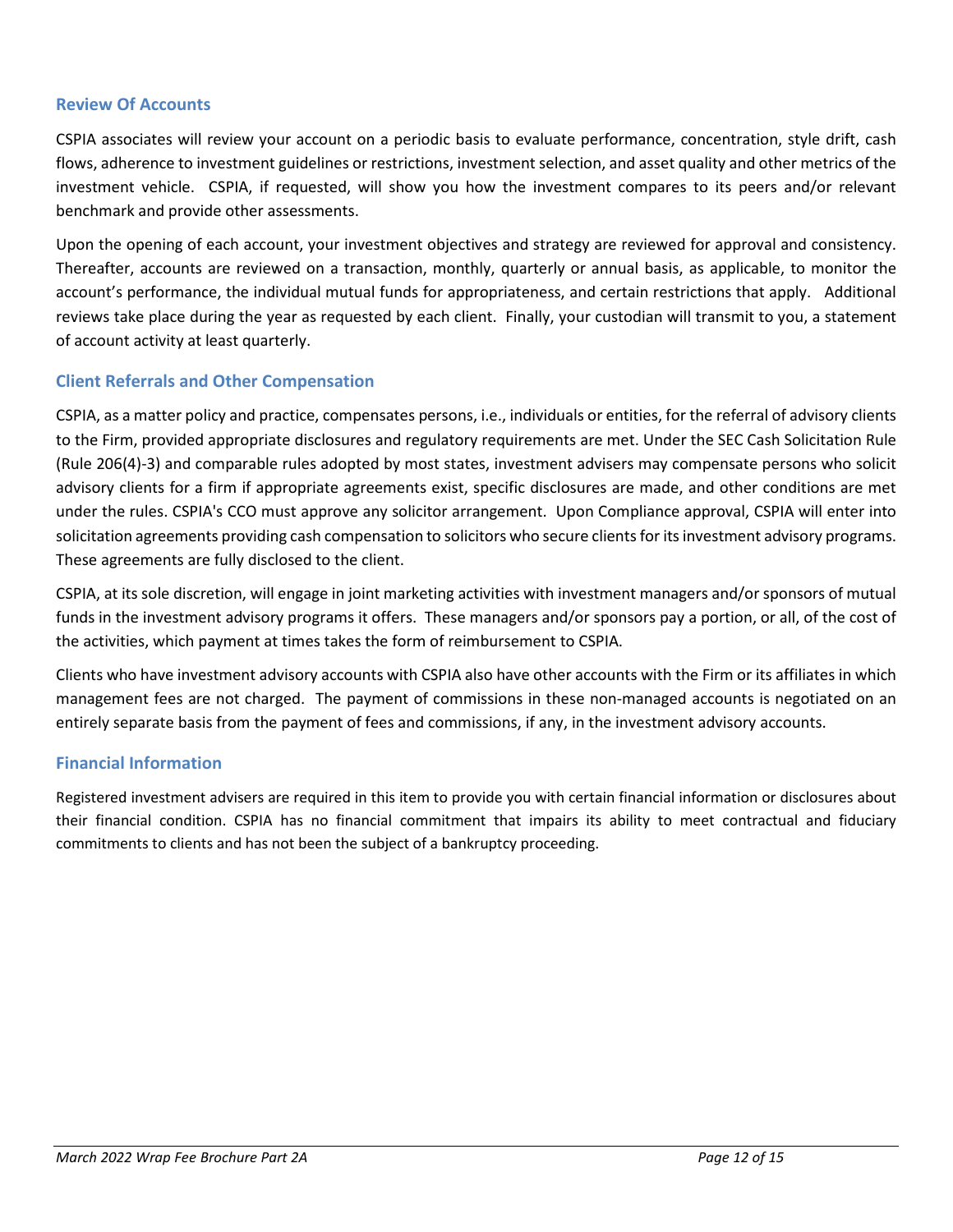## Review Of Accounts

CSPIA associates will review your account on a periodic basis to evaluate performance, concentration, style drift, cash flows, adherence to investment guidelines or restrictions, investment selection, and asset quality and other metrics of the investment vehicle. CSPIA, if requested, will show you how the investment compares to its peers and/or relevant benchmark and provide other assessments.

Upon the opening of each account, your investment objectives and strategy are reviewed for approval and consistency. Thereafter, accounts are reviewed on a transaction, monthly, quarterly or annual basis, as applicable, to monitor the account's performance, the individual mutual funds for appropriateness, and certain restrictions that apply. Additional reviews take place during the year as requested by each client. Finally, your custodian will transmit to you, a statement of account activity at least quarterly.

## Client Referrals and Other Compensation

CSPIA, as a matter policy and practice, compensates persons, i.e., individuals or entities, for the referral of advisory clients to the Firm, provided appropriate disclosures and regulatory requirements are met. Under the SEC Cash Solicitation Rule (Rule 206(4)-3) and comparable rules adopted by most states, investment advisers may compensate persons who solicit advisory clients for a firm if appropriate agreements exist, specific disclosures are made, and other conditions are met under the rules. CSPIA's CCO must approve any solicitor arrangement. Upon Compliance approval, CSPIA will enter into solicitation agreements providing cash compensation to solicitors who secure clients for its investment advisory programs. These agreements are fully disclosed to the client.

CSPIA, at its sole discretion, will engage in joint marketing activities with investment managers and/or sponsors of mutual funds in the investment advisory programs it offers. These managers and/or sponsors pay a portion, or all, of the cost of the activities, which payment at times takes the form of reimbursement to CSPIA.

Clients who have investment advisory accounts with CSPIA also have other accounts with the Firm or its affiliates in which management fees are not charged. The payment of commissions in these non-managed accounts is negotiated on an entirely separate basis from the payment of fees and commissions, if any, in the investment advisory accounts.

## Financial Information

Registered investment advisers are required in this item to provide you with certain financial information or disclosures about their financial condition. CSPIA has no financial commitment that impairs its ability to meet contractual and fiduciary commitments to clients and has not been the subject of a bankruptcy proceeding.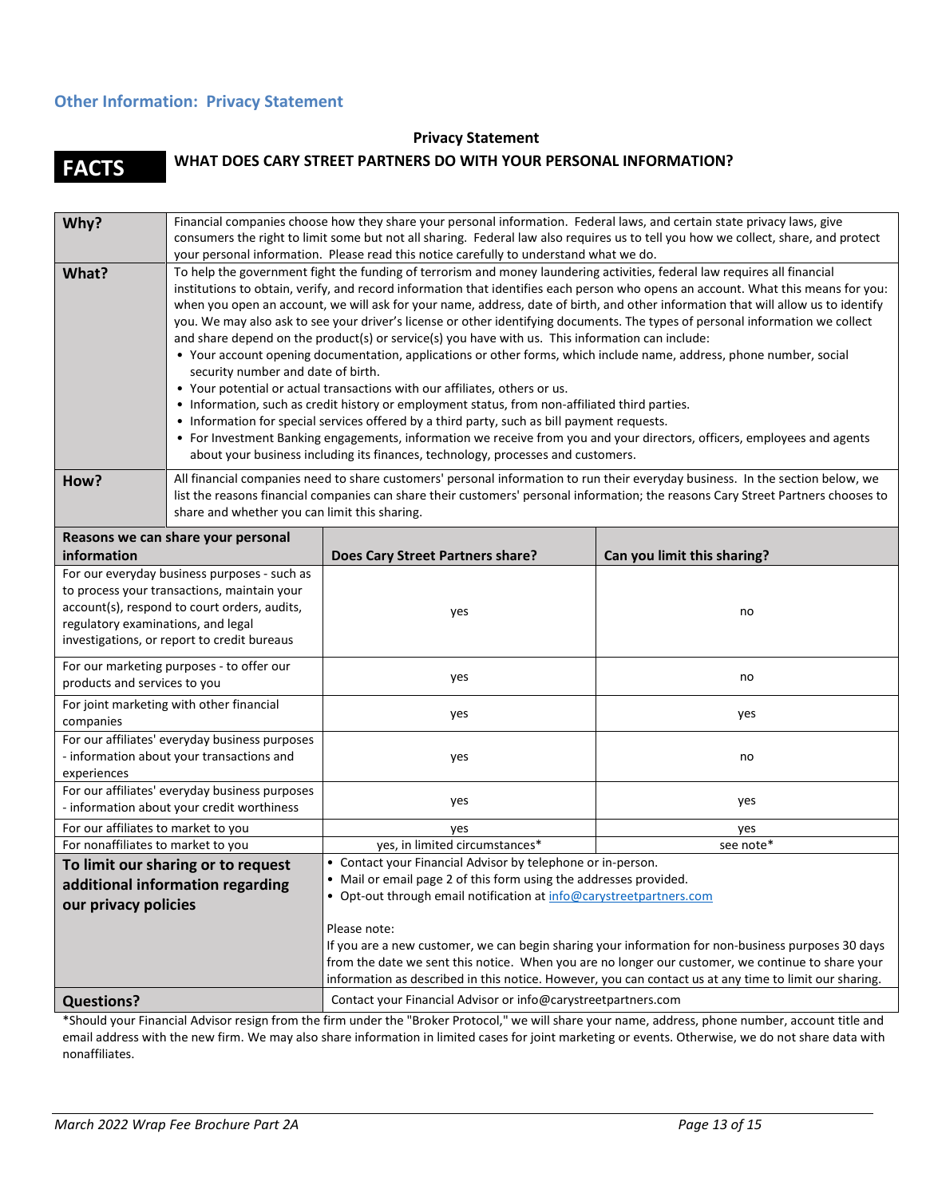## Other Information: Privacy Statement

**Privacy Statement**

**FACTS** **WHAT DOES CARY STREET PARTNERS DO WITH YOUR PERSONAL INFORMATION?**

| | |
|---|---|
| **Why?** | Financial companies choose how they share your personal information. Federal laws, and certain state privacy laws, give consumers the right to limit some but not all sharing. Federal law also requires us to tell you how we collect, share, and protect your personal information. Please read this notice carefully to understand what we do. |
| **What?** | To help the government fight the funding of terrorism and money laundering activities, federal law requires all financial institutions to obtain, verify, and record information that identifies each person who opens an account. What this means for you: when you open an account, we will ask for your name, address, date of birth, and other information that will allow us to identify you. We may also ask to see your driver's license or other identifying documents. The types of personal information we collect and share depend on the product(s) or service(s) you have with us. This information can include:<br>• Your account opening documentation, applications or other forms, which include name, address, phone number, social security number and date of birth.<br>• Your potential or actual transactions with our affiliates, others or us.<br>• Information, such as credit history or employment status, from non-affiliated third parties.<br>• Information for special services offered by a third party, such as bill payment requests.<br>• For Investment Banking engagements, information we receive from you and your directors, officers, employees and agents about your business including its finances, technology, processes and customers. |
| **How?** | All financial companies need to share customers' personal information to run their everyday business. In the section below, we list the reasons financial companies can share their customers' personal information; the reasons Cary Street Partners chooses to share and whether you can limit this sharing. |

| Reasons we can share your personal information | Does Cary Street Partners share? | Can you limit this sharing? |
|---|---|---|
| For our everyday business purposes - such as to process your transactions, maintain your account(s), respond to court orders, audits, regulatory examinations, and legal investigations, or report to credit bureaus | yes | no |
| For our marketing purposes - to offer our products and services to you | yes | no |
| For joint marketing with other financial companies | yes | yes |
| For our affiliates' everyday business purposes - information about your transactions and experiences | yes | no |
| For our affiliates' everyday business purposes - information about your credit worthiness | yes | yes |
| For our affiliates to market to you | yes | yes |
| For nonaffiliates to market to you | yes, in limited circumstances* | see note* |
| **To limit our sharing or to request additional information regarding our privacy policies** | • Contact your Financial Advisor by telephone or in-person.<br>• Mail or email page 2 of this form using the addresses provided.<br>• Opt-out through email notification at info@carystreetpartners.com<br><br>Please note:<br>If you are a new customer, we can begin sharing your information for non-business purposes 30 days from the date we sent this notice. When you are no longer our customer, we continue to share your information as described in this notice. However, you can contact us at any time to limit our sharing. | |
| **Questions?** | Contact your Financial Advisor or info@carystreetpartners.com | |

*Should your Financial Advisor resign from the firm under the "Broker Protocol," we will share your name, address, phone number, account title and email address with the new firm. We may also share information in limited cases for joint marketing or events. Otherwise, we do not share data with nonaffiliates.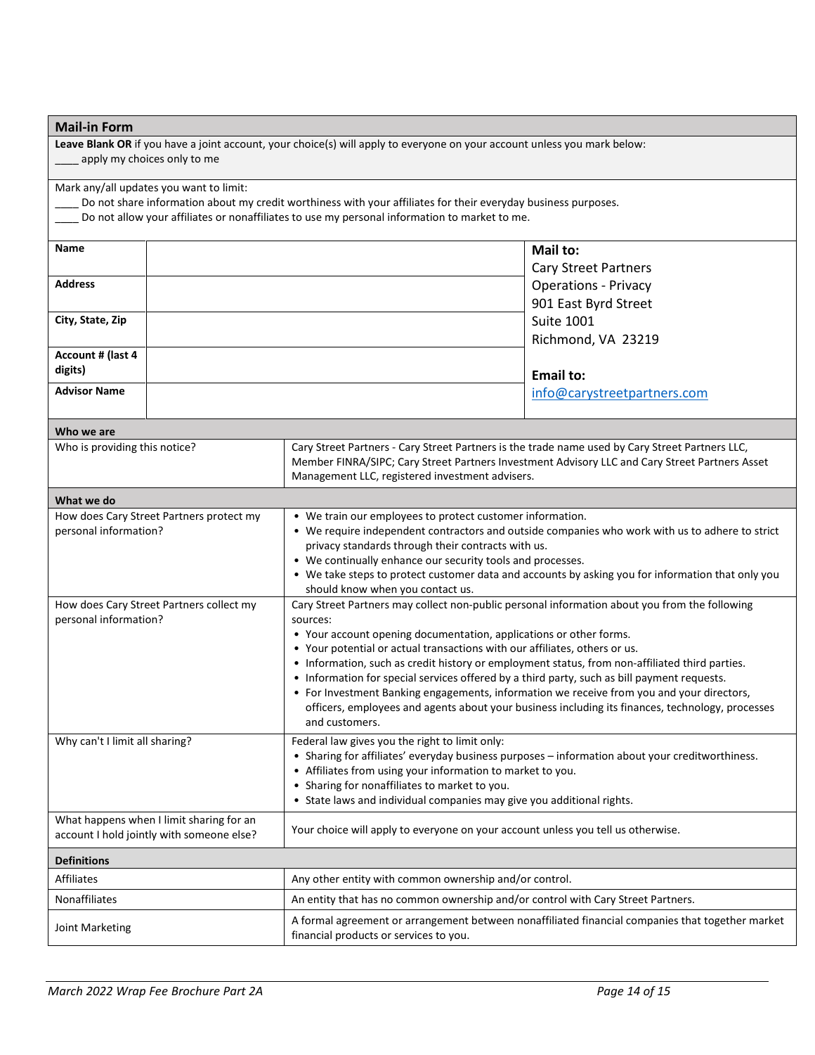## Mail-in Form

**Leave Blank OR** if you have a joint account, your choice(s) will apply to everyone on your account unless you mark below:

____ apply my choices only to me

Mark any/all updates you want to limit:

____ Do not share information about my credit worthiness with your affiliates for their everyday business purposes.

____ Do not allow your affiliates or nonaffiliates to use my personal information to market to me.

| | | |
|---|---|---|
| **Name** | | **Mail to:** Cary Street Partners Operations - Privacy 901 East Byrd Street Suite 1001 Richmond, VA 23219 **Email to:** info@carystreetpartners.com |
| **Address** | | |
| **City, State, Zip** | | |
| **Account # (last 4 digits)** | | |
| **Advisor Name** | | |

| **Who we are** | |
|---|---|
| Who is providing this notice? | Cary Street Partners - Cary Street Partners is the trade name used by Cary Street Partners LLC, Member FINRA/SIPC; Cary Street Partners Investment Advisory LLC and Cary Street Partners Asset Management LLC, registered investment advisers. |

| **What we do** | |
|---|---|
| How does Cary Street Partners protect my personal information? | • We train our employees to protect customer information.<br>• We require independent contractors and outside companies who work with us to adhere to strict privacy standards through their contracts with us.<br>• We continually enhance our security tools and processes.<br>• We take steps to protect customer data and accounts by asking you for information that only you should know when you contact us. |
| How does Cary Street Partners collect my personal information? | Cary Street Partners may collect non-public personal information about you from the following sources:<br>• Your account opening documentation, applications or other forms.<br>• Your potential or actual transactions with our affiliates, others or us.<br>• Information, such as credit history or employment status, from non-affiliated third parties.<br>• Information for special services offered by a third party, such as bill payment requests.<br>• For Investment Banking engagements, information we receive from you and your directors, officers, employees and agents about your business including its finances, technology, processes and customers. |
| Why can't I limit all sharing? | Federal law gives you the right to limit only:<br>• Sharing for affiliates' everyday business purposes – information about your creditworthiness.<br>• Affiliates from using your information to market to you.<br>• Sharing for nonaffiliates to market to you.<br>• State laws and individual companies may give you additional rights. |
| What happens when I limit sharing for an account I hold jointly with someone else? | Your choice will apply to everyone on your account unless you tell us otherwise. |

| **Definitions** | |
|---|---|
| Affiliates | Any other entity with common ownership and/or control. |
| Nonaffiliates | An entity that has no common ownership and/or control with Cary Street Partners. |
| Joint Marketing | A formal agreement or arrangement between nonaffiliated financial companies that together market financial products or services to you. |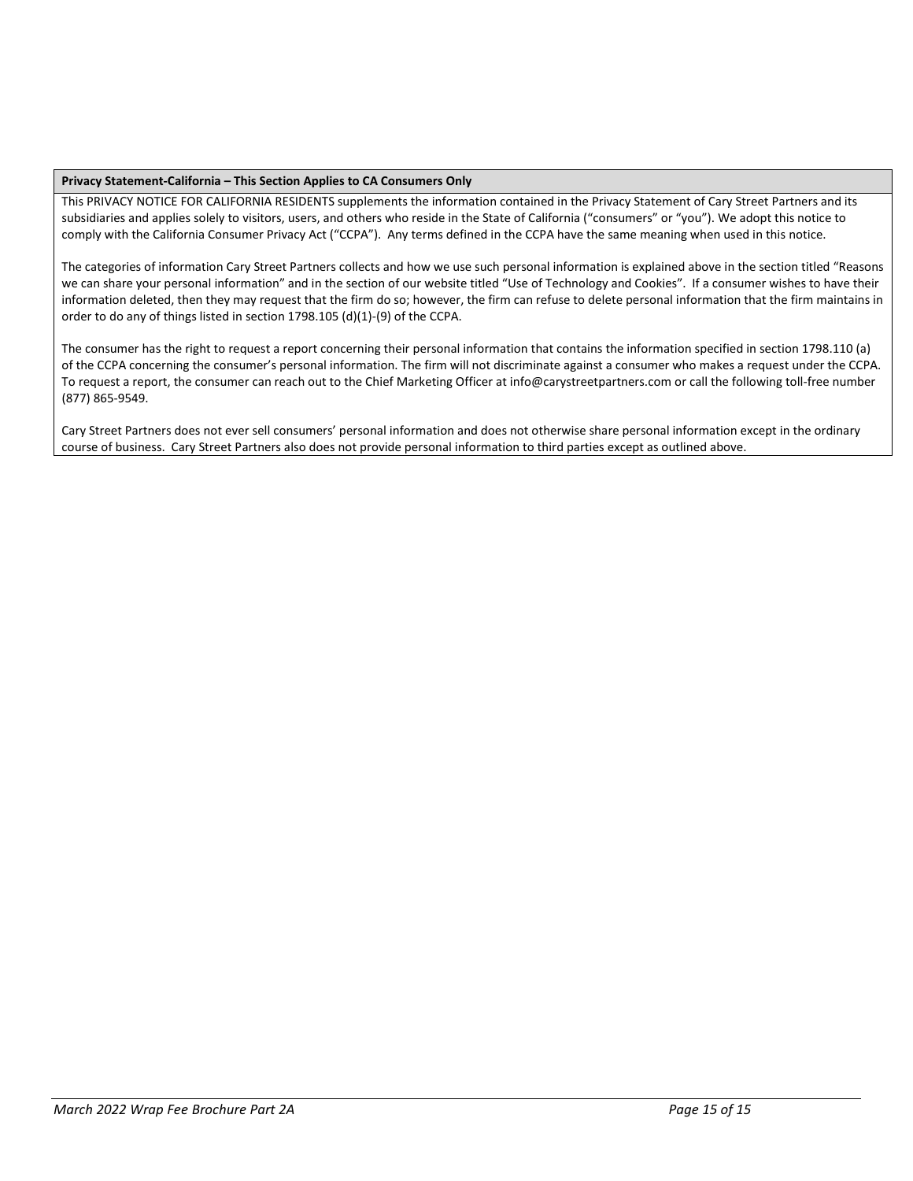**Privacy Statement-California – This Section Applies to CA Consumers Only**

This PRIVACY NOTICE FOR CALIFORNIA RESIDENTS supplements the information contained in the Privacy Statement of Cary Street Partners and its subsidiaries and applies solely to visitors, users, and others who reside in the State of California ("consumers" or "you"). We adopt this notice to comply with the California Consumer Privacy Act ("CCPA"). Any terms defined in the CCPA have the same meaning when used in this notice.

The categories of information Cary Street Partners collects and how we use such personal information is explained above in the section titled "Reasons we can share your personal information" and in the section of our website titled "Use of Technology and Cookies". If a consumer wishes to have their information deleted, then they may request that the firm do so; however, the firm can refuse to delete personal information that the firm maintains in order to do any of things listed in section 1798.105 (d)(1)-(9) of the CCPA.

The consumer has the right to request a report concerning their personal information that contains the information specified in section 1798.110 (a) of the CCPA concerning the consumer's personal information. The firm will not discriminate against a consumer who makes a request under the CCPA. To request a report, the consumer can reach out to the Chief Marketing Officer at info@carystreetpartners.com or call the following toll-free number (877) 865-9549.

Cary Street Partners does not ever sell consumers' personal information and does not otherwise share personal information except in the ordinary course of business. Cary Street Partners also does not provide personal information to third parties except as outlined above.